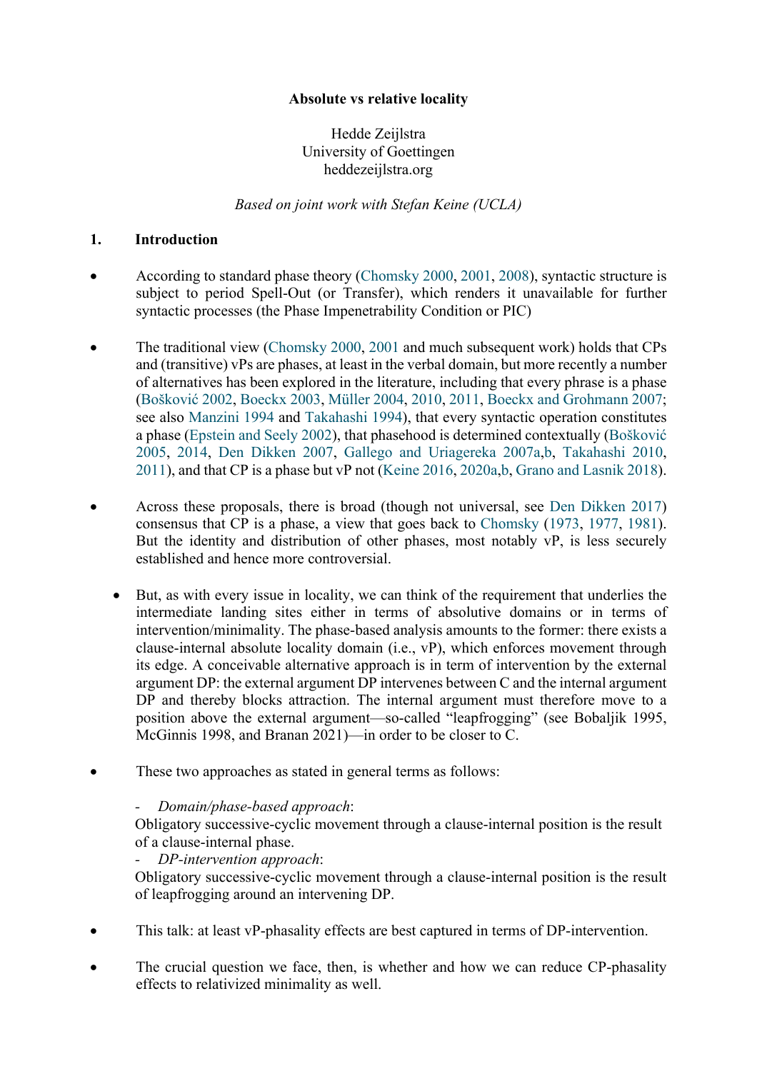**Absolute vs relative locality**

Hedde Zeijlstra
University of Goettingen
heddezeijlstra.org

*Based on joint work with Stefan Keine (UCLA)*

## 1. Introduction

- According to standard phase theory (Chomsky 2000, 2001, 2008), syntactic structure is subject to period Spell-Out (or Transfer), which renders it unavailable for further syntactic processes (the Phase Impenetrability Condition or PIC)

- The traditional view (Chomsky 2000, 2001 and much subsequent work) holds that CPs and (transitive) vPs are phases, at least in the verbal domain, but more recently a number of alternatives has been explored in the literature, including that every phrase is a phase (Bošković 2002, Boeckx 2003, Müller 2004, 2010, 2011, Boeckx and Grohmann 2007; see also Manzini 1994 and Takahashi 1994), that every syntactic operation constitutes a phase (Epstein and Seely 2002), that phasehood is determined contextually (Bošković 2005, 2014, Den Dikken 2007, Gallego and Uriagereka 2007a,b, Takahashi 2010, 2011), and that CP is a phase but vP not (Keine 2016, 2020a,b, Grano and Lasnik 2018).

- Across these proposals, there is broad (though not universal, see Den Dikken 2017) consensus that CP is a phase, a view that goes back to Chomsky (1973, 1977, 1981). But the identity and distribution of other phases, most notably vP, is less securely established and hence more controversial.

  - But, as with every issue in locality, we can think of the requirement that underlies the intermediate landing sites either in terms of absolutive domains or in terms of intervention/minimality. The phase-based analysis amounts to the former: there exists a clause-internal absolute locality domain (i.e., vP), which enforces movement through its edge. A conceivable alternative approach is in term of intervention by the external argument DP: the external argument DP intervenes between C and the internal argument DP and thereby blocks attraction. The internal argument must therefore move to a position above the external argument—so-called "leapfrogging" (see Bobaljik 1995, McGinnis 1998, and Branan 2021)—in order to be closer to C.

- These two approaches as stated in general terms as follows:

  - *Domain/phase-based approach*:
  Obligatory successive-cyclic movement through a clause-internal position is the result of a clause-internal phase.
  - *DP-intervention approach*:
  Obligatory successive-cyclic movement through a clause-internal position is the result of leapfrogging around an intervening DP.

- This talk: at least vP-phasality effects are best captured in terms of DP-intervention.

- The crucial question we face, then, is whether and how we can reduce CP-phasality effects to relativized minimality as well.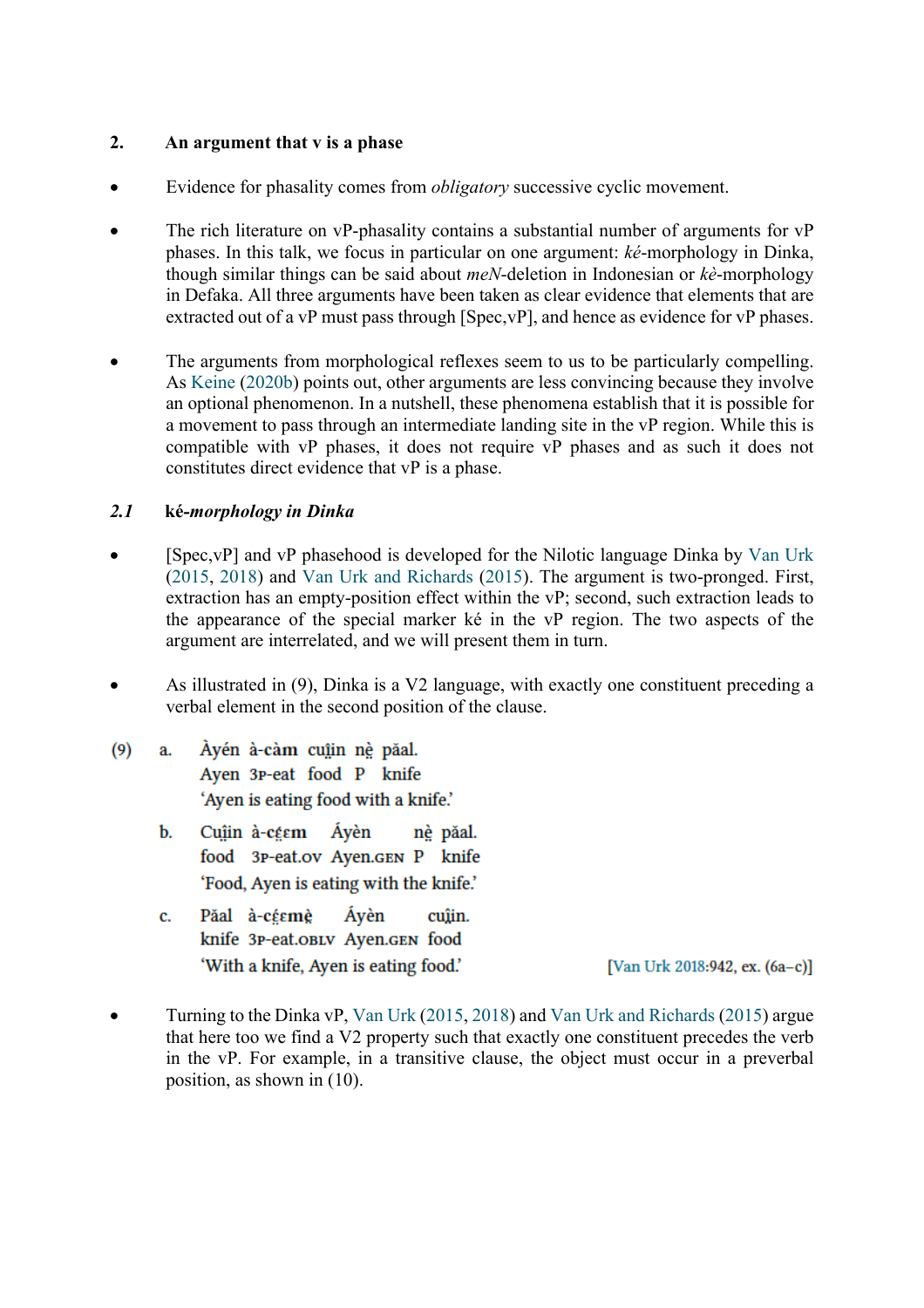## 2. An argument that v is a phase

- Evidence for phasality comes from *obligatory* successive cyclic movement.

- The rich literature on vP-phasality contains a substantial number of arguments for vP phases. In this talk, we focus in particular on one argument: *ké*-morphology in Dinka, though similar things can be said about *meN*-deletion in Indonesian or *kè*-morphology in Defaka. All three arguments have been taken as clear evidence that elements that are extracted out of a vP must pass through [Spec,vP], and hence as evidence for vP phases.

- The arguments from morphological reflexes seem to us to be particularly compelling. As Keine (2020b) points out, other arguments are less convincing because they involve an optional phenomenon. In a nutshell, these phenomena establish that it is possible for a movement to pass through an intermediate landing site in the vP region. While this is compatible with vP phases, it does not require vP phases and as such it does not constitutes direct evidence that vP is a phase.

### 2.1 ké-*morphology in Dinka*

- [Spec,vP] and vP phasehood is developed for the Nilotic language Dinka by Van Urk (2015, 2018) and Van Urk and Richards (2015). The argument is two-pronged. First, extraction has an empty-position effect within the vP; second, such extraction leads to the appearance of the special marker ké in the vP region. The two aspects of the argument are interrelated, and we will present them in turn.

- As illustrated in (9), Dinka is a V2 language, with exactly one constituent preceding a verbal element in the second position of the clause.

(9) a. Àyén à-càm cuị̈n nḛ̀ păal.
Ayen 3P-eat food P knife
'Ayen is eating food with a knife.'

b. Cuị̈n à-cḛ̈ɛm Áyèn nḛ̀ păal.
food 3P-eat.OV Ayen.GEN P knife
'Food, Ayen is eating with the knife.'

c. Păal à-cḛ̈ɛmḛ̀ Áyèn cuị̈n.
knife 3P-eat.OBLV Ayen.GEN food
'With a knife, Ayen is eating food.' [Van Urk 2018:942, ex. (6a–c)]

- Turning to the Dinka vP, Van Urk (2015, 2018) and Van Urk and Richards (2015) argue that here too we find a V2 property such that exactly one constituent precedes the verb in the vP. For example, in a transitive clause, the object must occur in a preverbal position, as shown in (10).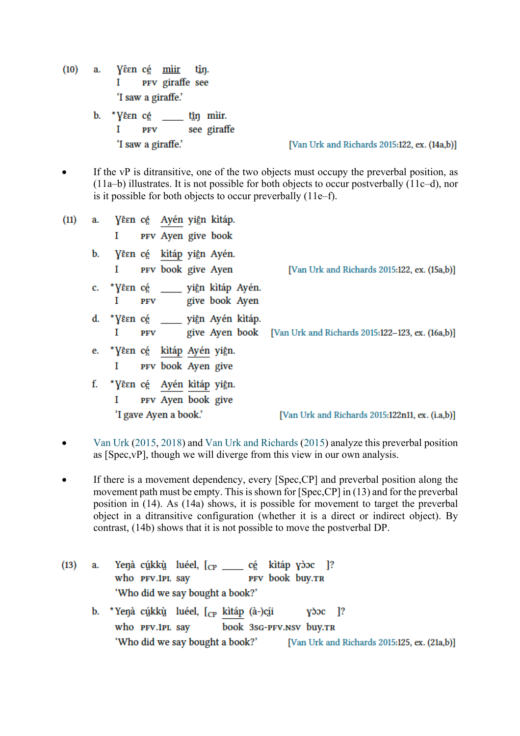(10) a. Ɣɛ̂ɛn cé̤ mìir tî̤ŋ.
I PFV giraffe see
'I saw a giraffe.'

b. *Ɣɛ̂ɛn cé̤ ____ tî̤ŋ mìir.
I PFV see giraffe
'I saw a giraffe.' [Van Urk and Richards 2015:122, ex. (14a,b)]

- If the vP is ditransitive, one of the two objects must occupy the preverbal position, as (11a–b) illustrates. It is not possible for both objects to occur postverbally (11c–d), nor is it possible for both objects to occur preverbally (11e–f).

(11) a. Ɣɛ̂ɛn cé̤ Ayén yiê̤n kìtáp.
I PFV Ayen give book

b. Ɣɛ̂ɛn cé̤ kìtáp yiê̤n Ayén.
I PFV book give Ayen [Van Urk and Richards 2015:122, ex. (15a,b)]

c. *Ɣɛ̂ɛn cé̤ ____ yiê̤n kìtáp Ayén.
I PFV give book Ayen

d. *Ɣɛ̂ɛn cé̤ ____ yiê̤n Ayén kìtáp.
I PFV give Ayen book [Van Urk and Richards 2015:122–123, ex. (16a,b)]

e. *Ɣɛ̂ɛn cé̤ kìtáp Ayén yiê̤n.
I PFV book Ayen give

f. *Ɣɛ̂ɛn cé̤ Ayén kìtáp yiê̤n.
I PFV Ayen book give
'I gave Ayen a book.' [Van Urk and Richards 2015:122n11, ex. (i.a,b)]

- Van Urk (2015, 2018) and Van Urk and Richards (2015) analyze this preverbal position as [Spec,vP], though we will diverge from this view in our own analysis.

- If there is a movement dependency, every [Spec,CP] and preverbal position along the movement path must be empty. This is shown for [Spec,CP] in (13) and for the preverbal position in (14). As (14a) shows, it is possible for movement to target the preverbal object in a ditransitive configuration (whether it is a direct or indirect object). By contrast, (14b) shows that it is not possible to move the postverbal DP.

(13) a. Yeŋà cṳ́kkṳ̀ luéel, [CP ____ cé̤ kìtáp yɔ̀ɔc ]?
who PFV.1PL say PFV book buy.TR
'Who did we say bought a book?'

b. *Yeŋà cṳ́kkṳ̀ luéel, [CP kìtáp (à-)cí̤i yɔ̀ɔc ]?
who PFV.1PL say book 3SG-PFV.NSV buy.TR
'Who did we say bought a book?' [Van Urk and Richards 2015:125, ex. (21a,b)]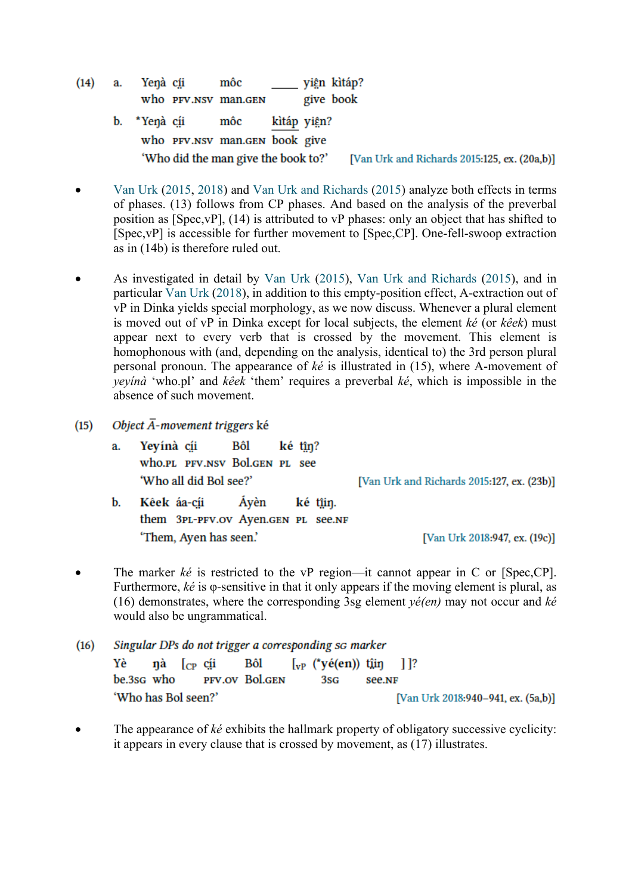(14) a. Yeŋà cí̤i môc ____ yië̤n kìtáp?
   who PFV.NSV man.GEN give book

   b. *Yeŋà cí̤i môc kìtáp yië̤n?
   who PFV.NSV man.GEN book give
   'Who did the man give the book to?' [Van Urk and Richards 2015:125, ex. (20a,b)]

- Van Urk (2015, 2018) and Van Urk and Richards (2015) analyze both effects in terms of phases. (13) follows from CP phases. And based on the analysis of the preverbal position as [Spec,vP], (14) is attributed to vP phases: only an object that has shifted to [Spec,vP] is accessible for further movement to [Spec,CP]. One-fell-swoop extraction as in (14b) is therefore ruled out.

- As investigated in detail by Van Urk (2015), Van Urk and Richards (2015), and in particular Van Urk (2018), in addition to this empty-position effect, Ā-extraction out of vP in Dinka yields special morphology, as we now discuss. Whenever a plural element is moved out of vP in Dinka except for local subjects, the element *ké* (or *kêek*) must appear next to every verb that is crossed by the movement. This element is homophonous with (and, depending on the analysis, identical to) the 3rd person plural personal pronoun. The appearance of *ké* is illustrated in (15), where Ā-movement of *yeyínà* 'who.pl' and *kêek* 'them' requires a preverbal *ké*, which is impossible in the absence of such movement.

(15) *Object Ā-movement triggers* ké

   a. Yeyínà cí̤i Bôl ké tì̤ŋ?
   who.PL PFV.NSV Bol.GEN PL see
   'Who all did Bol see?' [Van Urk and Richards 2015:127, ex. (23b)]

   b. Kêek áa-cí̤i Áyèn ké tì̤iŋ.
   them 3PL-PFV.OV Ayen.GEN PL see.NF
   'Them, Ayen has seen.' [Van Urk 2018:947, ex. (19c)]

- The marker *ké* is restricted to the vP region—it cannot appear in C or [Spec,CP]. Furthermore, *ké* is φ-sensitive in that it only appears if the moving element is plural, as (16) demonstrates, where the corresponding 3sg element *yé(en)* may not occur and *ké* would also be ungrammatical.

(16) *Singular DPs do not trigger a corresponding* SG *marker*

   Yè ŋà [CP cí̤i Bôl [vP (*yé(en)) tì̤iŋ ] ]?
   be.3SG who PFV.OV Bol.GEN 3SG see.NF
   'Who has Bol seen?' [Van Urk 2018:940–941, ex. (5a,b)]

- The appearance of *ké* exhibits the hallmark property of obligatory successive cyclicity: it appears in every clause that is crossed by movement, as (17) illustrates.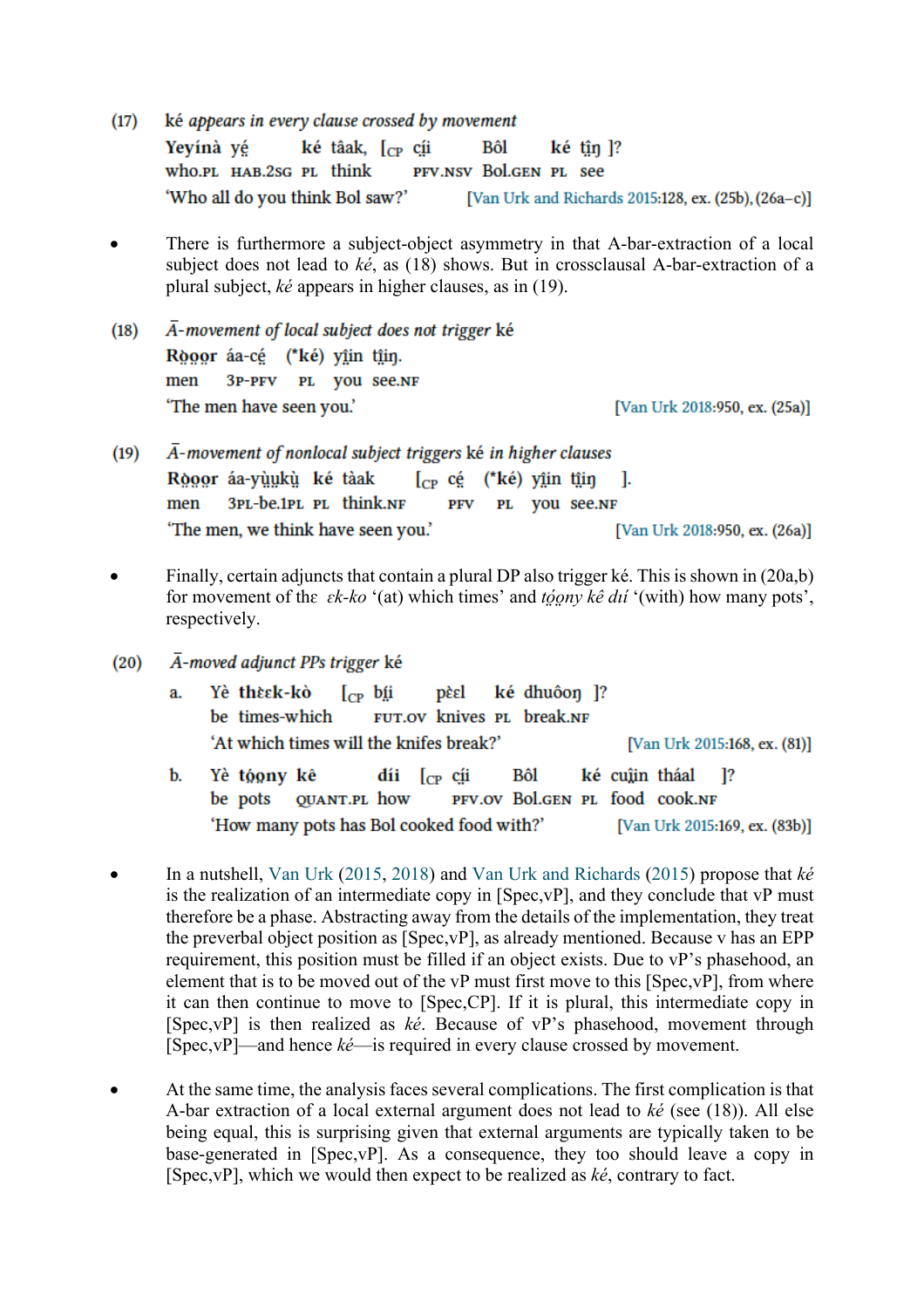(17) *ké appears in every clause crossed by movement*

**Yeyínà yé̤ ké tâak, [CP cí̤i Bôl ké tı̤̂ŋ ]?**
who.PL HAB.2SG PL think PFV.NSV Bol.GEN PL see
'Who all do you think Bol saw?' [Van Urk and Richards 2015:128, ex. (25b), (26a–c)]

- There is furthermore a subject-object asymmetry in that A-bar-extraction of a local subject does not lead to *ké*, as (18) shows. But in crossclausal A-bar-extraction of a plural subject, *ké* appears in higher clauses, as in (19).

(18) *Ā-movement of local subject does not trigger* ké

**Rɔ̤̀ɔ̤r áa-cé̤ (\*ké) yı̤̂n tı̤̂ŋ.**
men 3P-PFV PL you see.NF
'The men have seen you.' [Van Urk 2018:950, ex. (25a)]

(19) *Ā-movement of nonlocal subject triggers* ké *in higher clauses*

**Rɔ̤̀ɔ̤r áa-yṳ̀ukṳ̀ ké tàak [CP cé̤ (\*ké) yı̤̂n tı̤̂ŋ ].**
men 3PL-be.1PL PL think.NF PFV PL you see.NF
'The men, we think have seen you.' [Van Urk 2018:950, ex. (26a)]

- Finally, certain adjuncts that contain a plural DP also trigger ké. This is shown in (20a,b) for movement of the *ɛk-ko* '(at) which times' and *tɔ̤́ɔ̤ny kê dı́ı* '(with) how many pots', respectively.

(20) *Ā-moved adjunct PPs trigger* ké

a. **Yè thɛ̤̀ɛk-kò [CP bı̤́i pɛ̤̀ɛl ké dhuôoŋ ]?**
be times-which FUT.OV knives PL break.NF
'At which times will the knifes break?' [Van Urk 2015:168, ex. (81)]

b. **Yè tɔ̤́ɔ̤ny kê dı́i [CP cı̤́i Bôl ké cṳ̂in tháal ]?**
be pots QUANT.PL how PFV.OV Bol.GEN PL food cook.NF
'How many pots has Bol cooked food with?' [Van Urk 2015:169, ex. (83b)]

- In a nutshell, Van Urk (2015, 2018) and Van Urk and Richards (2015) propose that *ké* is the realization of an intermediate copy in [Spec,vP], and they conclude that vP must therefore be a phase. Abstracting away from the details of the implementation, they treat the preverbal object position as [Spec,vP], as already mentioned. Because v has an EPP requirement, this position must be filled if an object exists. Due to vP's phasehood, an element that is to be moved out of the vP must first move to this [Spec,vP], from where it can then continue to move to [Spec,CP]. If it is plural, this intermediate copy in [Spec,vP] is then realized as *ké*. Because of vP's phasehood, movement through [Spec,vP]—and hence *ké*—is required in every clause crossed by movement.

- At the same time, the analysis faces several complications. The first complication is that A-bar extraction of a local external argument does not lead to *ké* (see (18)). All else being equal, this is surprising given that external arguments are typically taken to be base-generated in [Spec,vP]. As a consequence, they too should leave a copy in [Spec,vP], which we would then expect to be realized as *ké*, contrary to fact.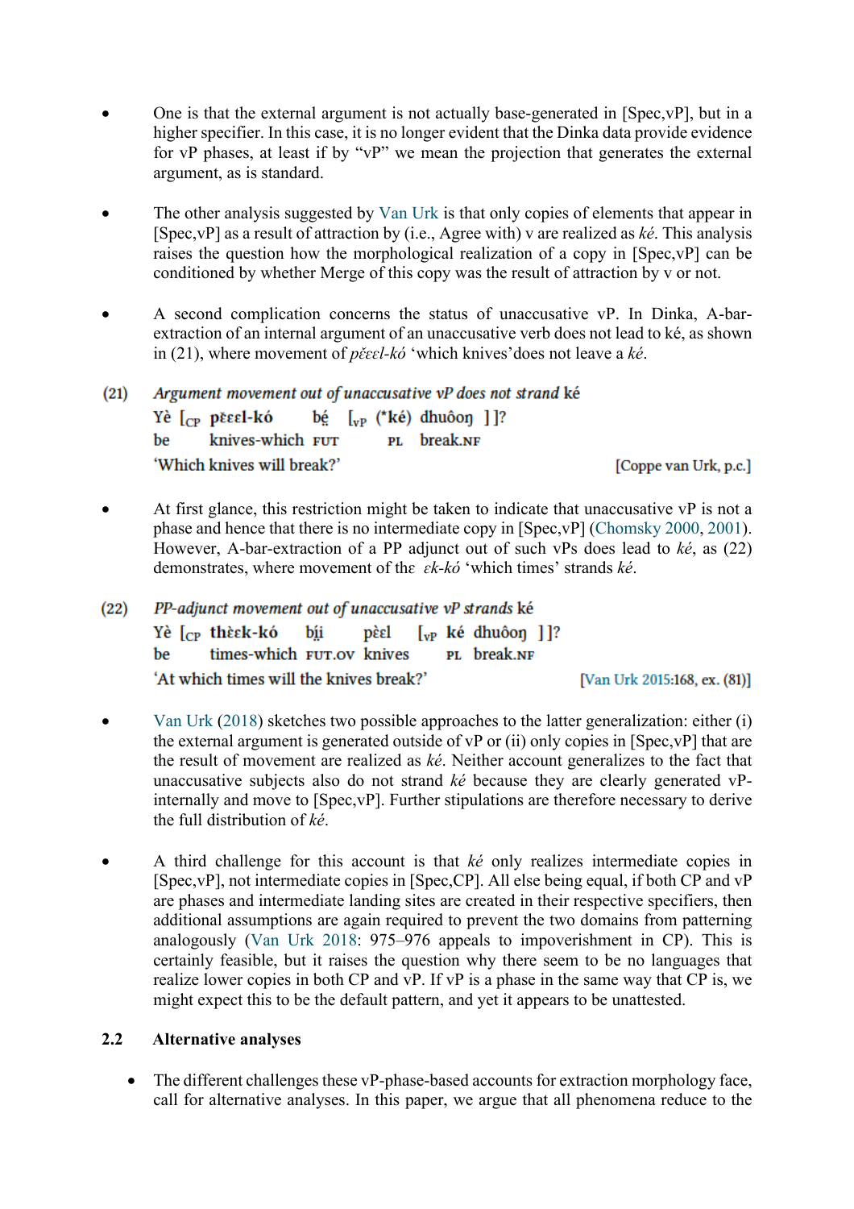- One is that the external argument is not actually base-generated in [Spec,vP], but in a higher specifier. In this case, it is no longer evident that the Dinka data provide evidence for vP phases, at least if by "vP" we mean the projection that generates the external argument, as is standard.

- The other analysis suggested by Van Urk is that only copies of elements that appear in [Spec,vP] as a result of attraction by (i.e., Agree with) v are realized as *ké*. This analysis raises the question how the morphological realization of a copy in [Spec,vP] can be conditioned by whether Merge of this copy was the result of attraction by v or not.

- A second complication concerns the status of unaccusative vP. In Dinka, A-bar-extraction of an internal argument of an unaccusative verb does not lead to ké, as shown in (21), where movement of *pɛ̌ɛɛl-kó* 'which knives' does not leave a *ké*.

(21) *Argument movement out of unaccusative vP does not strand* ké

Yè [CP pɛ̌ɛɛl-kó bḗ [vP (*ké) dhuôoŋ ]]?
be knives-which FUT PL break.NF
'Which knives will break?' [Coppe van Urk, p.c.]

- At first glance, this restriction might be taken to indicate that unaccusative vP is not a phase and hence that there is no intermediate copy in [Spec,vP] (Chomsky 2000, 2001). However, A-bar-extraction of a PP adjunct out of such vPs does lead to *ké*, as (22) demonstrates, where movement of the *ɛk-kó* 'which times' strands *ké*.

(22) *PP-adjunct movement out of unaccusative vP strands* ké

Yè [CP thèɛk-kó bḭ̀i pɛ̀ɛl [vP ké dhuôoŋ ]]?
be times-which FUT.OV knives PL break.NF
'At which times will the knives break?' [Van Urk 2015:168, ex. (81)]

- Van Urk (2018) sketches two possible approaches to the latter generalization: either (i) the external argument is generated outside of vP or (ii) only copies in [Spec,vP] that are the result of movement are realized as *ké*. Neither account generalizes to the fact that unaccusative subjects also do not strand *ké* because they are clearly generated vP-internally and move to [Spec,vP]. Further stipulations are therefore necessary to derive the full distribution of *ké*.

- A third challenge for this account is that *ké* only realizes intermediate copies in [Spec,vP], not intermediate copies in [Spec,CP]. All else being equal, if both CP and vP are phases and intermediate landing sites are created in their respective specifiers, then additional assumptions are again required to prevent the two domains from patterning analogously (Van Urk 2018: 975–976 appeals to impoverishment in CP). This is certainly feasible, but it raises the question why there seem to be no languages that realize lower copies in both CP and vP. If vP is a phase in the same way that CP is, we might expect this to be the default pattern, and yet it appears to be unattested.

## 2.2 Alternative analyses

- The different challenges these vP-phase-based accounts for extraction morphology face, call for alternative analyses. In this paper, we argue that all phenomena reduce to the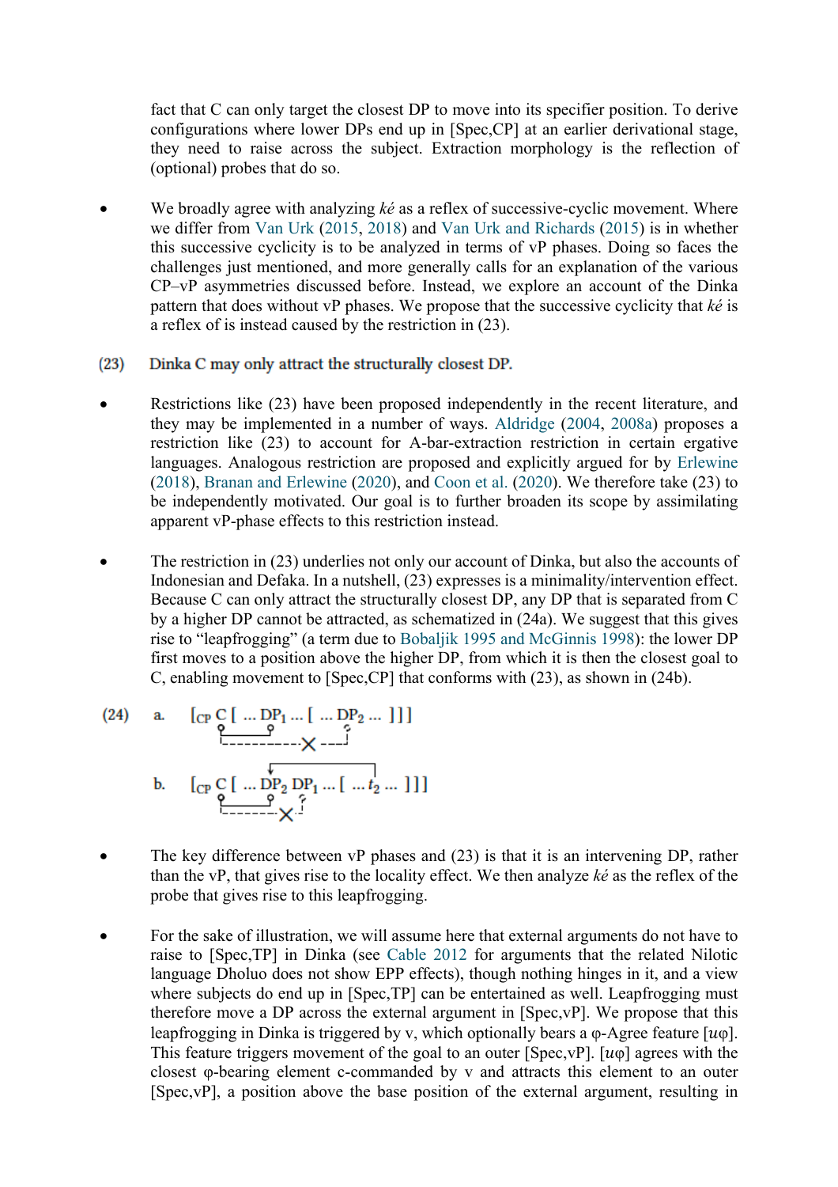fact that C can only target the closest DP to move into its specifier position. To derive configurations where lower DPs end up in [Spec,CP] at an earlier derivational stage, they need to raise across the subject. Extraction morphology is the reflection of (optional) probes that do so.

- We broadly agree with analyzing *ké* as a reflex of successive-cyclic movement. Where we differ from Van Urk (2015, 2018) and Van Urk and Richards (2015) is in whether this successive cyclicity is to be analyzed in terms of vP phases. Doing so faces the challenges just mentioned, and more generally calls for an explanation of the various CP–vP asymmetries discussed before. Instead, we explore an account of the Dinka pattern that does without vP phases. We propose that the successive cyclicity that *ké* is a reflex of is instead caused by the restriction in (23).

(23) **Dinka C may only attract the structurally closest DP.**

- Restrictions like (23) have been proposed independently in the recent literature, and they may be implemented in a number of ways. Aldridge (2004, 2008a) proposes a restriction like (23) to account for A-bar-extraction restriction in certain ergative languages. Analogous restriction are proposed and explicitly argued for by Erlewine (2018), Branan and Erlewine (2020), and Coon et al. (2020). We therefore take (23) to be independently motivated. Our goal is to further broaden its scope by assimilating apparent vP-phase effects to this restriction instead.

- The restriction in (23) underlies not only our account of Dinka, but also the accounts of Indonesian and Defaka. In a nutshell, (23) expresses is a minimality/intervention effect. Because C can only attract the structurally closest DP, any DP that is separated from C by a higher DP cannot be attracted, as schematized in (24a). We suggest that this gives rise to "leapfrogging" (a term due to Bobaljik 1995 and McGinnis 1998): the lower DP first moves to a position above the higher DP, from which it is then the closest goal to C, enabling movement to [Spec,CP] that conforms with (23), as shown in (24b).

(24) a. [$_{CP}$ C [ ... $DP_1$ ... [ ... $DP_2$ ... ]]]
(C relates to $DP_1$; the relation between C and $DP_2$ is blocked: ✕)

b. [$_{CP}$ C [ ... $DP_2$ $DP_1$ ... [ ... $t_2$ ... ]]]
($DP_2$ moves from $t_2$ to a position above $DP_1$; C relates to $DP_2$; the relation between C and $DP_1$ is blocked: ✕)

- The key difference between vP phases and (23) is that it is an intervening DP, rather than the vP, that gives rise to the locality effect. We then analyze *ké* as the reflex of the probe that gives rise to this leapfrogging.

- For the sake of illustration, we will assume here that external arguments do not have to raise to [Spec,TP] in Dinka (see Cable 2012 for arguments that the related Nilotic language Dholuo does not show EPP effects), though nothing hinges in it, and a view where subjects do end up in [Spec,TP] can be entertained as well. Leapfrogging must therefore move a DP across the external argument in [Spec,vP]. We propose that this leapfrogging in Dinka is triggered by v, which optionally bears a φ-Agree feature [$u$φ]. This feature triggers movement of the goal to an outer [Spec,vP]. [$u$φ] agrees with the closest φ-bearing element c-commanded by v and attracts this element to an outer [Spec,vP], a position above the base position of the external argument, resulting in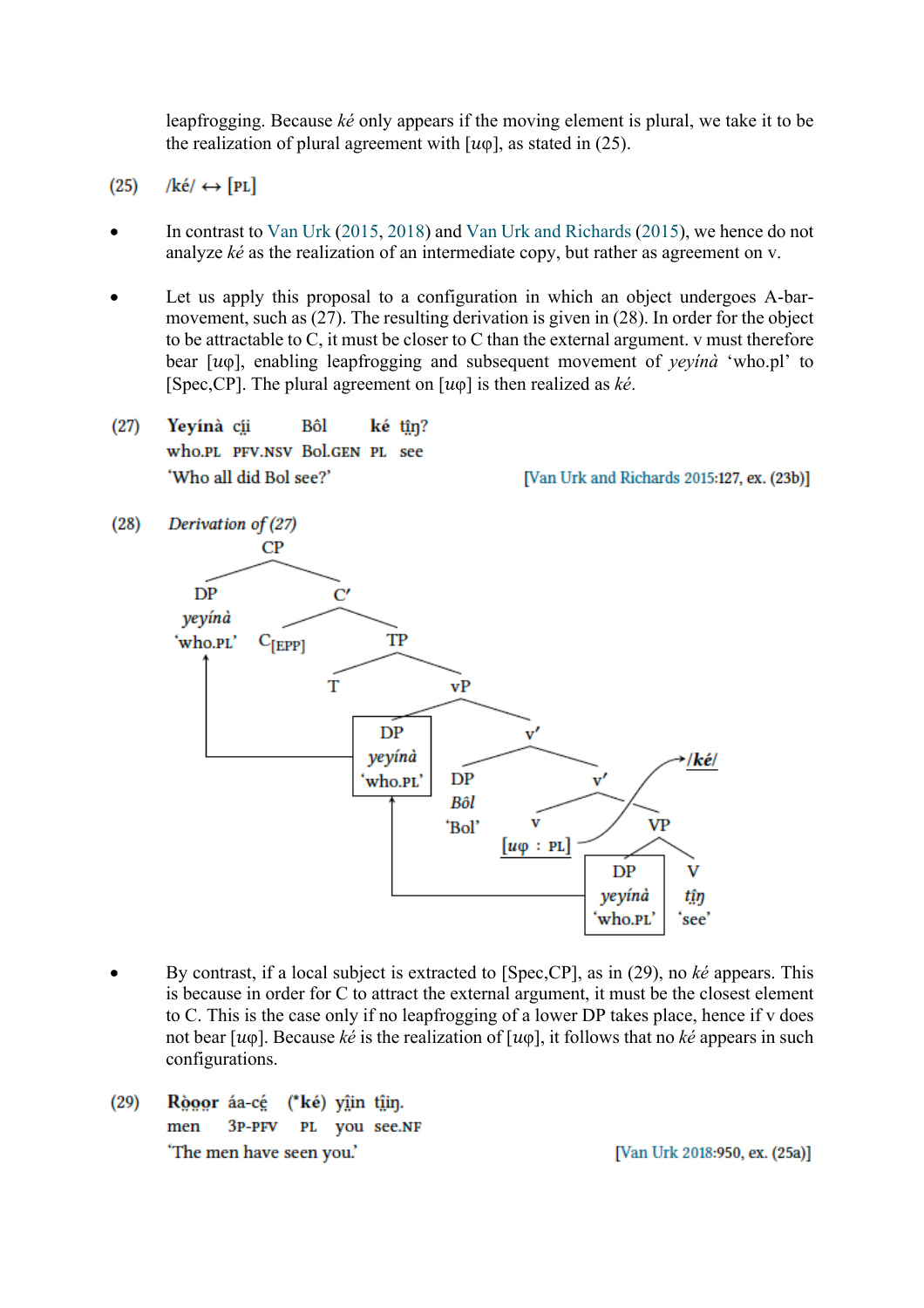leapfrogging. Because *ké* only appears if the moving element is plural, we take it to be the realization of plural agreement with [*u*φ], as stated in (25).

(25) /ké/ ↔ [PL]

- In contrast to Van Urk (2015, 2018) and Van Urk and Richards (2015), we hence do not analyze *ké* as the realization of an intermediate copy, but rather as agreement on v.

- Let us apply this proposal to a configuration in which an object undergoes A-bar-movement, such as (27). The resulting derivation is given in (28). In order for the object to be attractable to C, it must be closer to C than the external argument. v must therefore bear [*u*φ], enabling leapfrogging and subsequent movement of *yeyínà* 'who.pl' to [Spec,CP]. The plural agreement on [*u*φ] is then realized as *ké*.

(27) **Yeyínà** cı̤̂i Bôl **ké** tı̤̂ŋ?
who.PL PFV.NSV Bol.GEN PL see
'Who all did Bol see?' [Van Urk and Richards 2015:127, ex. (23b)]

(28) *Derivation of (27)*

[CP [DP *yeyínà* 'who.PL'] [C′ C[EPP] [TP T [vP [DP *yeyínà* 'who.PL'] [v′ [DP *Bôl* 'Bol'] [v′ v [*u*φ : PL] → /ké/ [VP [DP *yeyínà* 'who.PL'] [V *tı̤̂ŋ* 'see']]]]]]]]

- By contrast, if a local subject is extracted to [Spec,CP], as in (29), no *ké* appears. This is because in order for C to attract the external argument, it must be the closest element to C. This is the case only if no leapfrogging of a lower DP takes place, hence if v does not bear [*u*φ]. Because *ké* is the realization of [*u*φ], it follows that no *ké* appears in such configurations.

(29) **Rȍ̤ȍ̤r** áa-cé̤ (\***ké**) yı̤̂in tı̤̂iŋ.
men 3P-PFV PL you see.NF
'The men have seen you.' [Van Urk 2018:950, ex. (25a)]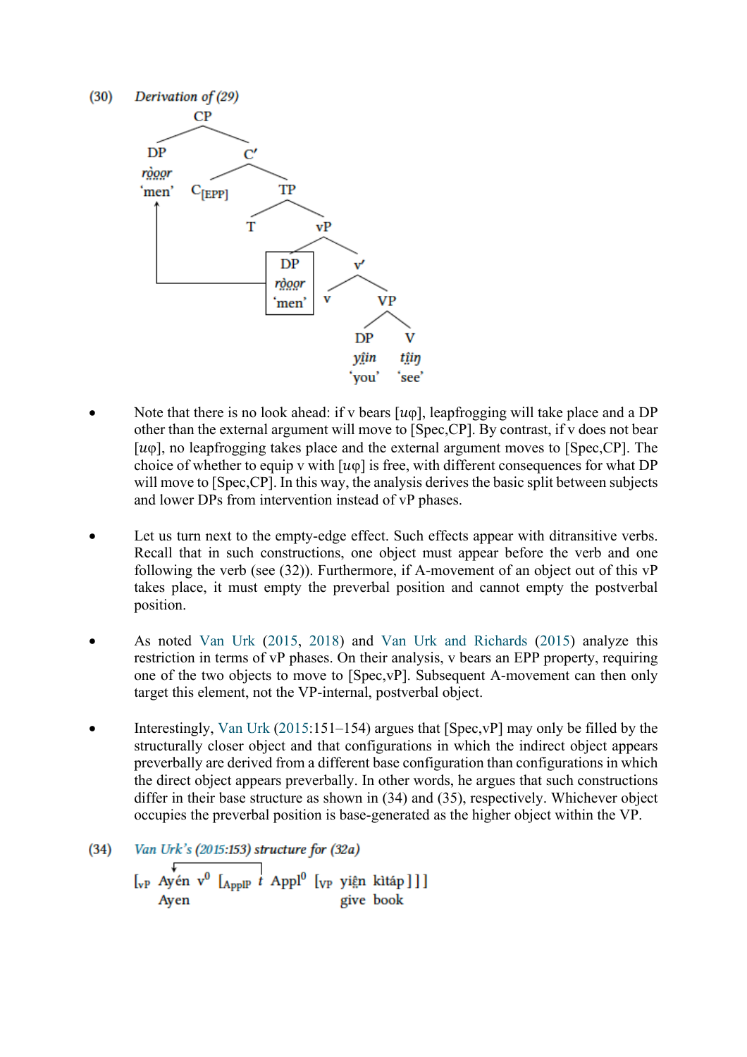(30) *Derivation of (29)*

```
                CP
              /    \
           DP        C'
          rɔ̀ɔ̤r     /    \
         'men'  C[EPP]   TP
           ↑            /   \
           |           T     vP
           |                /   \
           |          [DP]        v'
           |          rɔ̀ɔ̤r      /   \
           └──────── 'men'    v     VP
                                  /    \
                                DP      V
                                yi̤in    tı̤iŋ
                               'you'   'see'
```

- Note that there is no look ahead: if v bears [uφ], leapfrogging will take place and a DP other than the external argument will move to [Spec,CP]. By contrast, if v does not bear [uφ], no leapfrogging takes place and the external argument moves to [Spec,CP]. The choice of whether to equip v with [uφ] is free, with different consequences for what DP will move to [Spec,CP]. In this way, the analysis derives the basic split between subjects and lower DPs from intervention instead of vP phases.

- Let us turn next to the empty-edge effect. Such effects appear with ditransitive verbs. Recall that in such constructions, one object must appear before the verb and one following the verb (see (32)). Furthermore, if A-movement of an object out of this vP takes place, it must empty the preverbal position and cannot empty the postverbal position.

- As noted Van Urk (2015, 2018) and Van Urk and Richards (2015) analyze this restriction in terms of vP phases. On their analysis, v bears an EPP property, requiring one of the two objects to move to [Spec,vP]. Subsequent A-movement can then only target this element, not the VP-internal, postverbal object.

- Interestingly, Van Urk (2015:151–154) argues that [Spec,vP] may only be filled by the structurally closer object and that configurations in which the indirect object appears preverbally are derived from a different base configuration than configurations in which the direct object appears preverbally. In other words, he argues that such constructions differ in their base structure as shown in (34) and (35), respectively. Whichever object occupies the preverbal position is base-generated as the higher object within the VP.

(34) *Van Urk's (2015:153) structure for (32a)*

[$_{vP}$ Ayén v$^0$ [$_{ApplP}$ *t* Appl$^0$ [$_{VP}$ yiê̤n kìtáp ] ] ]
Ayen — give book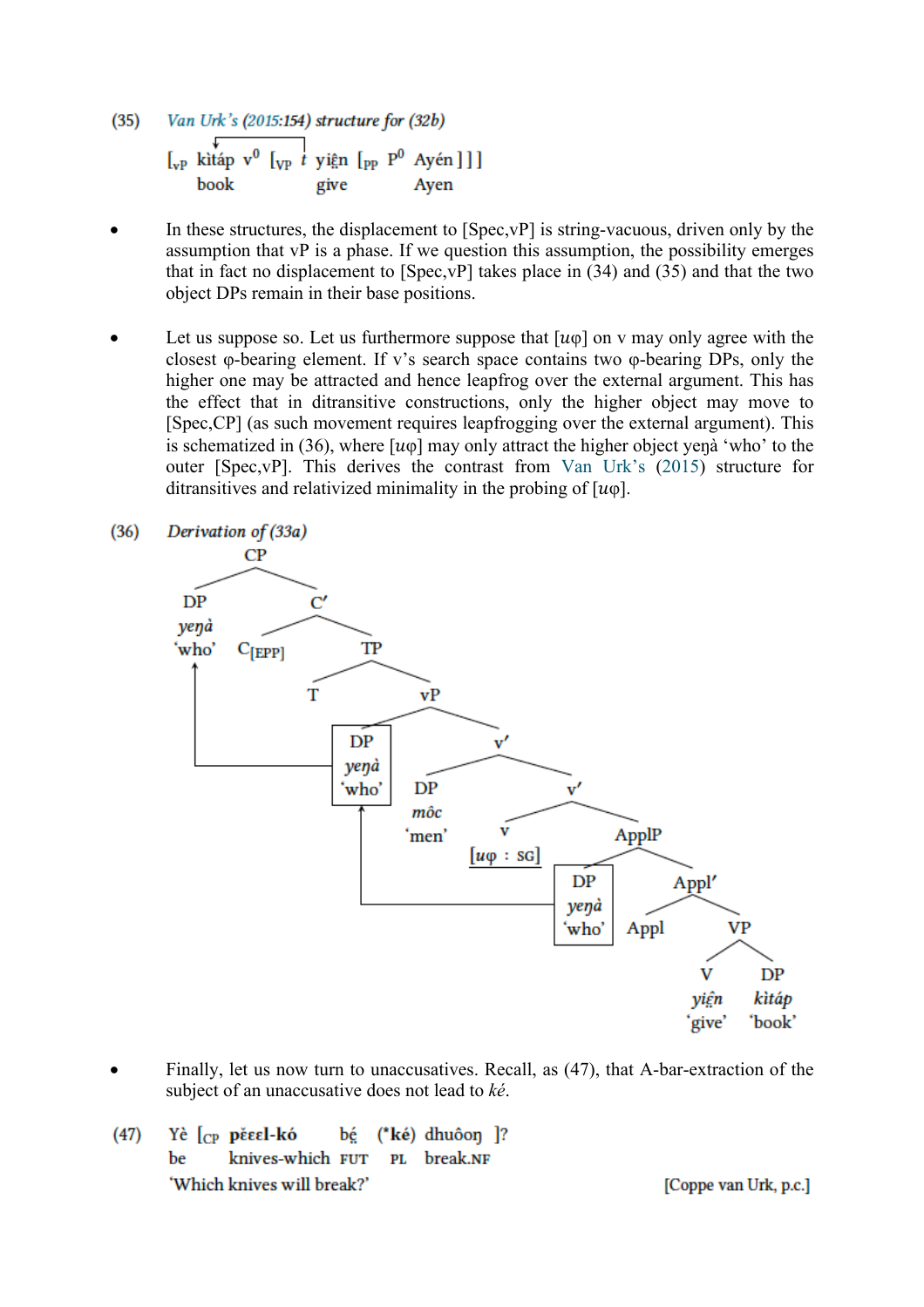(35) *Van Urk's (2015:154) structure for (32b)*

[$_{vP}$ kìtáp v$^0$ [$_{VP}$ *t* yiê̤n [$_{PP}$ P$^0$ Ayén ] ] ]
book give Ayen

- In these structures, the displacement to [Spec,vP] is string-vacuous, driven only by the assumption that vP is a phase. If we question this assumption, the possibility emerges that in fact no displacement to [Spec,vP] takes place in (34) and (35) and that the two object DPs remain in their base positions.

- Let us suppose so. Let us furthermore suppose that [*u*φ] on v may only agree with the closest φ-bearing element. If v's search space contains two φ-bearing DPs, only the higher one may be attracted and hence leapfrog over the external argument. This has the effect that in ditransitive constructions, only the higher object may move to [Spec,CP] (as such movement requires leapfrogging over the external argument). This is schematized in (36), where [*u*φ] may only attract the higher object yeŋà 'who' to the outer [Spec,vP]. This derives the contrast from Van Urk's (2015) structure for ditransitives and relativized minimality in the probing of [*u*φ].

(36) *Derivation of (33a)*

[$_{CP}$ [$_{DP}$ *yeŋà* 'who'] [$_{C'}$ C$_{[EPP]}$ [$_{TP}$ T [$_{vP}$ [$_{DP}$ *yeŋà* 'who'] [$_{v'}$ [$_{DP}$ *môc* 'men'] [$_{v'}$ v [*u*φ : SG] [$_{ApplP}$ [$_{DP}$ *yeŋà* 'who'] [$_{Appl'}$ Appl [$_{VP}$ [$_{V}$ *yiê̤n* 'give'] [$_{DP}$ *kìtáp* 'book']]]]]]]]]]

- Finally, let us now turn to unaccusatives. Recall, as (47), that A-bar-extraction of the subject of an unaccusative does not lead to *ké*.

(47) Yè [$_{CP}$ pɛ̈ɛɛl-kó bḙ́ (*ké) dhuôoŋ ]?
be knives-which FUT PL break.NF
'Which knives will break?' [Coppe van Urk, p.c.]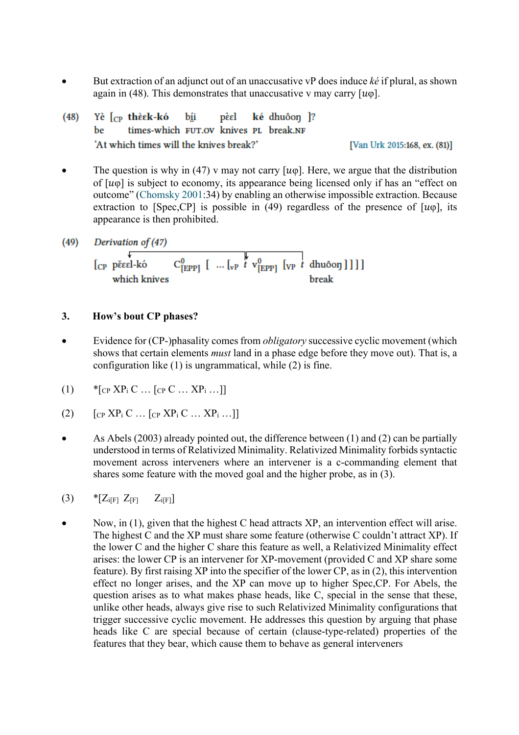- But extraction of an adjunct out of an unaccusative vP does induce *ké* if plural, as shown again in (48). This demonstrates that unaccusative v may carry [*u*φ].

(48) Yè [CP thɛ̀ɛk-kó bï̤i pɛ̀ɛl ké dhuôoŋ ]?
be times-which FUT.OV knives PL break.NF
'At which times will the knives break?' [Van Urk 2015:168, ex. (81)]

- The question is why in (47) v may not carry [*u*φ]. Here, we argue that the distribution of [*u*φ] is subject to economy, its appearance being licensed only if has an "effect on outcome" (Chomsky 2001:34) by enabling an otherwise impossible extraction. Because extraction to [Spec,CP] is possible in (49) regardless of the presence of [*u*φ], its appearance is then prohibited.

(49) *Derivation of (47)*

[CP pɛ̌ɛl-kó $C^0_{[EPP]}$ [ … [vP *t* $v^0_{[EPP]}$ [VP *t* dhuôoŋ ] ] ] ]
which knives break

### 3. How's bout CP phases?

- Evidence for (CP-)phasality comes from *obligatory* successive cyclic movement (which shows that certain elements *must* land in a phase edge before they move out). That is, a configuration like (1) is ungrammatical, while (2) is fine.

(1) *[CP $XP_i$ C … [CP C … $XP_i$ …]]

(2) [CP $XP_i$ C … [CP $XP_i$ C … $XP_i$ …]]

- As Abels (2003) already pointed out, the difference between (1) and (2) can be partially understood in terms of Relativized Minimality. Relativized Minimality forbids syntactic movement across interveners where an intervener is a c-commanding element that shares some feature with the moved goal and the higher probe, as in (3).

(3) *[$Z_{i[F]}$ $Z_{[F]}$ $Z_{i[F]}$]

- Now, in (1), given that the highest C head attracts XP, an intervention effect will arise. The highest C and the XP must share some feature (otherwise C couldn't attract XP). If the lower C and the higher C share this feature as well, a Relativized Minimality effect arises: the lower CP is an intervener for XP-movement (provided C and XP share some feature). By first raising XP into the specifier of the lower CP, as in (2), this intervention effect no longer arises, and the XP can move up to higher Spec,CP. For Abels, the question arises as to what makes phase heads, like C, special in the sense that these, unlike other heads, always give rise to such Relativized Minimality configurations that trigger successive cyclic movement. He addresses this question by arguing that phase heads like C are special because of certain (clause-type-related) properties of the features that they bear, which cause them to behave as general interveners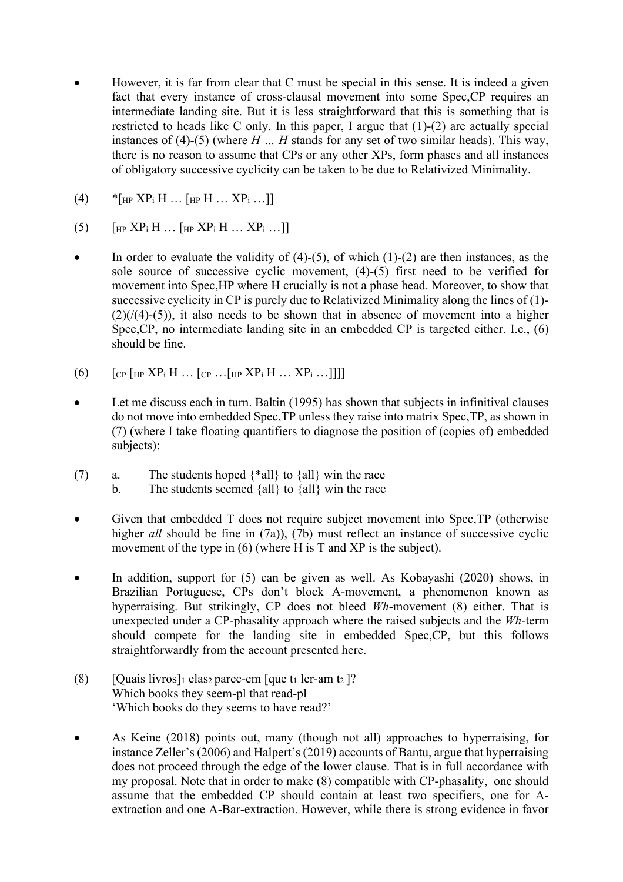- However, it is far from clear that C must be special in this sense. It is indeed a given fact that every instance of cross-clausal movement into some Spec,CP requires an intermediate landing site. But it is less straightforward that this is something that is restricted to heads like C only. In this paper, I argue that (1)-(2) are actually special instances of (4)-(5) (where *H ... H* stands for any set of two similar heads). This way, there is no reason to assume that CPs or any other XPs, form phases and all instances of obligatory successive cyclicity can be taken to be due to Relativized Minimality.

(4) *[$_{HP}$ XP$_i$ H … [$_{HP}$ H … XP$_i$ …]]

(5) [$_{HP}$ XP$_i$ H … [$_{HP}$ XP$_i$ H … XP$_i$ …]]

- In order to evaluate the validity of (4)-(5), of which (1)-(2) are then instances, as the sole source of successive cyclic movement, (4)-(5) first need to be verified for movement into Spec,HP where H crucially is not a phase head. Moreover, to show that successive cyclicity in CP is purely due to Relativized Minimality along the lines of (1)-(2)(/(4)-(5)), it also needs to be shown that in absence of movement into a higher Spec,CP, no intermediate landing site in an embedded CP is targeted either. I.e., (6) should be fine.

(6) [$_{CP}$ [$_{HP}$ XP$_i$ H … [$_{CP}$ …[$_{HP}$ XP$_i$ H … XP$_i$ …]]]]

- Let me discuss each in turn. Baltin (1995) has shown that subjects in infinitival clauses do not move into embedded Spec,TP unless they raise into matrix Spec,TP, as shown in (7) (where I take floating quantifiers to diagnose the position of (copies of) embedded subjects):

(7) a. The students hoped {*all} to {all} win the race
    b. The students seemed {all} to {all} win the race

- Given that embedded T does not require subject movement into Spec,TP (otherwise higher *all* should be fine in (7a)), (7b) must reflect an instance of successive cyclic movement of the type in (6) (where H is T and XP is the subject).

- In addition, support for (5) can be given as well. As Kobayashi (2020) shows, in Brazilian Portuguese, CPs don't block A-movement, a phenomenon known as hyperraising. But strikingly, CP does not bleed *Wh*-movement (8) either. That is unexpected under a CP-phasality approach where the raised subjects and the *Wh*-term should compete for the landing site in embedded Spec,CP, but this follows straightforwardly from the account presented here.

(8) [Quais livros]$_1$ elas$_2$ parec-em [que t$_1$ ler-am t$_2$ ]?
    Which books they seem-pl that read-pl
    'Which books do they seems to have read?'

- As Keine (2018) points out, many (though not all) approaches to hyperraising, for instance Zeller's (2006) and Halpert's (2019) accounts of Bantu, argue that hyperraising does not proceed through the edge of the lower clause. That is in full accordance with my proposal. Note that in order to make (8) compatible with CP-phasality, one should assume that the embedded CP should contain at least two specifiers, one for A-extraction and one A-Bar-extraction. However, while there is strong evidence in favor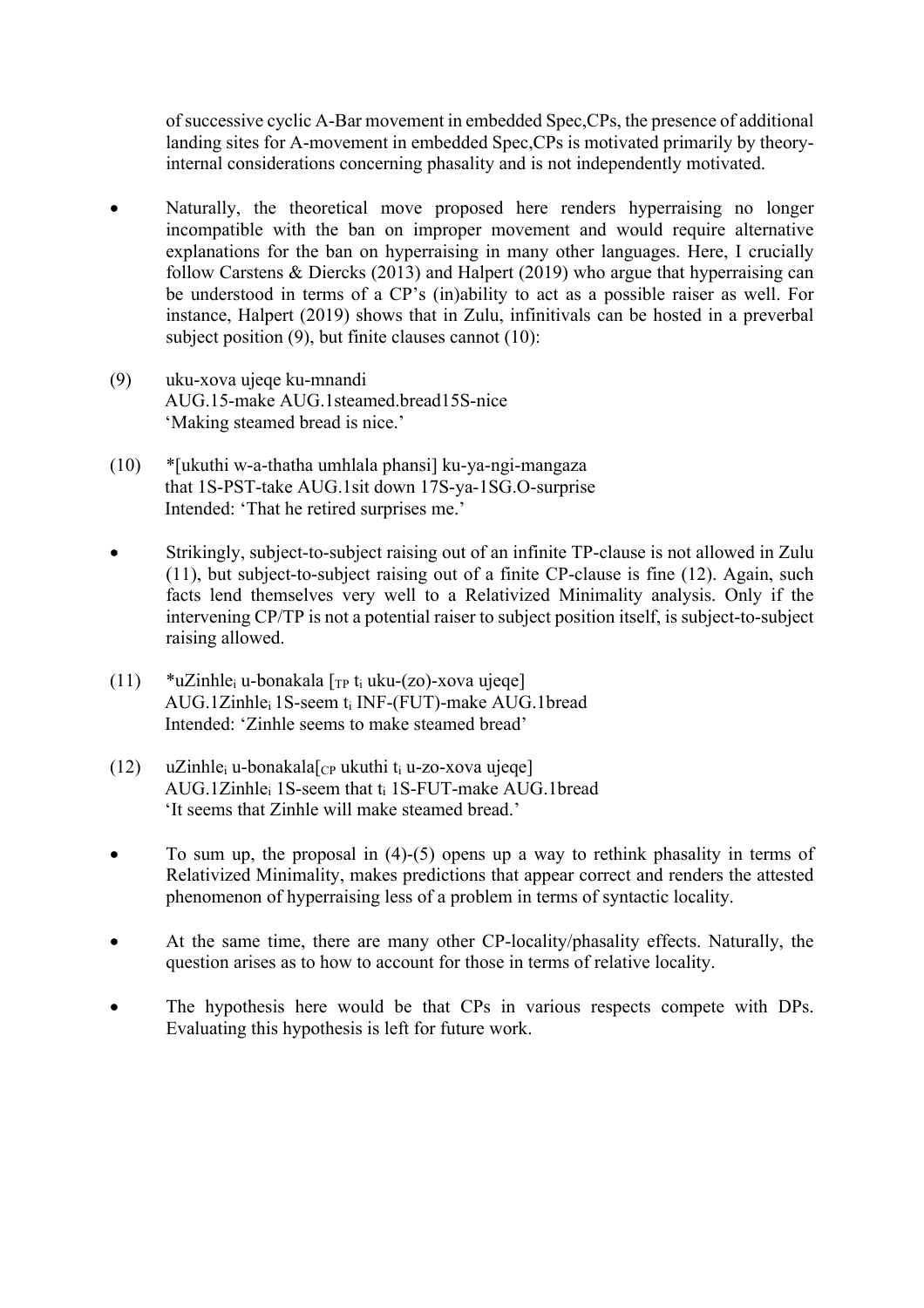of successive cyclic A-Bar movement in embedded Spec,CPs, the presence of additional landing sites for A-movement in embedded Spec,CPs is motivated primarily by theory-internal considerations concerning phasality and is not independently motivated.

- Naturally, the theoretical move proposed here renders hyperraising no longer incompatible with the ban on improper movement and would require alternative explanations for the ban on hyperraising in many other languages. Here, I crucially follow Carstens & Diercks (2013) and Halpert (2019) who argue that hyperraising can be understood in terms of a CP's (in)ability to act as a possible raiser as well. For instance, Halpert (2019) shows that in Zulu, infinitivals can be hosted in a preverbal subject position (9), but finite clauses cannot (10):

(9) uku-xova ujeqe ku-mnandi
AUG.15-make AUG.1steamed.bread15S-nice
'Making steamed bread is nice.'

(10) *[ukuthi w-a-thatha umhlala phansi] ku-ya-ngi-mangaza
that 1S-PST-take AUG.1sit down 17S-ya-1SG.O-surprise
Intended: 'That he retired surprises me.'

- Strikingly, subject-to-subject raising out of an infinite TP-clause is not allowed in Zulu (11), but subject-to-subject raising out of a finite CP-clause is fine (12). Again, such facts lend themselves very well to a Relativized Minimality analysis. Only if the intervening CP/TP is not a potential raiser to subject position itself, is subject-to-subject raising allowed.

(11) *uZinhle$_i$ u-bonakala [$_{TP}$ t$_i$ uku-(zo)-xova ujeqe]
AUG.1Zinhle$_i$ 1S-seem t$_i$ INF-(FUT)-make AUG.1bread
Intended: 'Zinhle seems to make steamed bread'

(12) uZinhle$_i$ u-bonakala[$_{CP}$ ukuthi t$_i$ u-zo-xova ujeqe]
AUG.1Zinhle$_i$ 1S-seem that t$_i$ 1S-FUT-make AUG.1bread
'It seems that Zinhle will make steamed bread.'

- To sum up, the proposal in (4)-(5) opens up a way to rethink phasality in terms of Relativized Minimality, makes predictions that appear correct and renders the attested phenomenon of hyperraising less of a problem in terms of syntactic locality.

- At the same time, there are many other CP-locality/phasality effects. Naturally, the question arises as to how to account for those in terms of relative locality.

- The hypothesis here would be that CPs in various respects compete with DPs. Evaluating this hypothesis is left for future work.